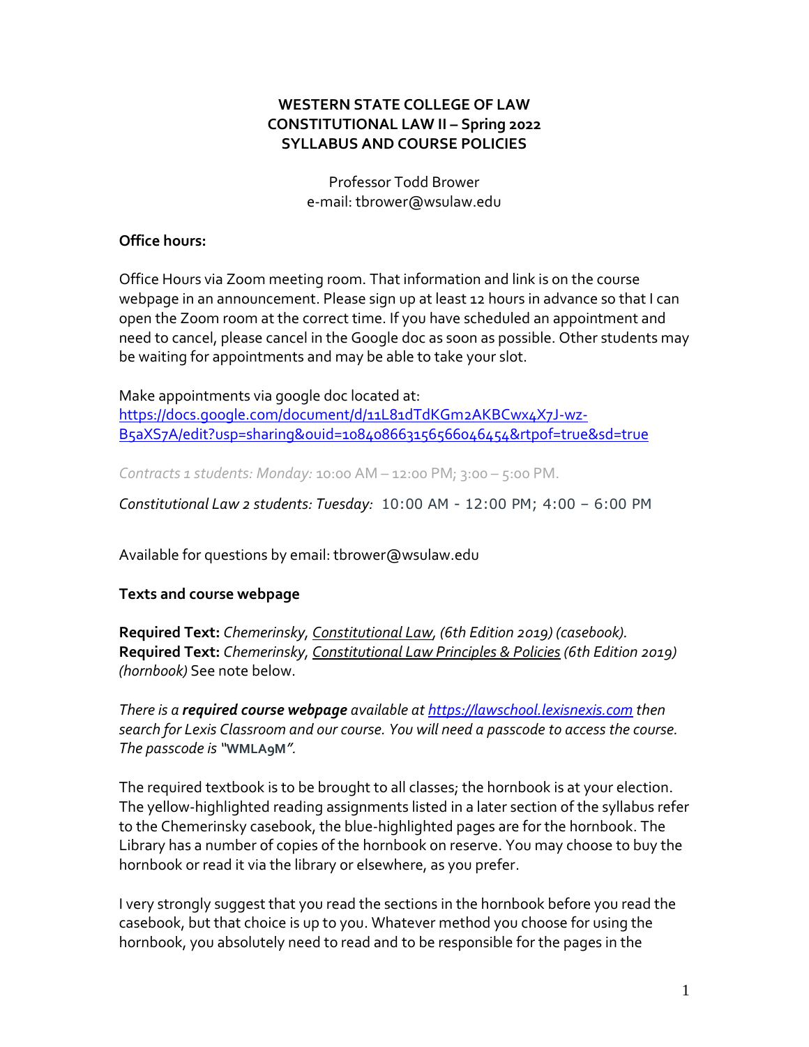**WESTERN STATE COLLEGE OF LAW**
**CONSTITUTIONAL LAW II – Spring 2022**
**SYLLABUS AND COURSE POLICIES**

Professor Todd Brower
e-mail: tbrower@wsulaw.edu

**Office hours:**

Office Hours via Zoom meeting room. That information and link is on the course webpage in an announcement. Please sign up at least 12 hours in advance so that I can open the Zoom room at the correct time. If you have scheduled an appointment and need to cancel, please cancel in the Google doc as soon as possible. Other students may be waiting for appointments and may be able to take your slot.

Make appointments via google doc located at:
[https://docs.google.com/document/d/11L81dTdKGm2AKBCwx4X7J-wz-B5aXS7A/edit?usp=sharing&ouid=108408663156566046454&rtpof=true&sd=true](https://docs.google.com/document/d/11L81dTdKGm2AKBCwx4X7J-wz-B5aXS7A/edit?usp=sharing&ouid=108408663156566046454&rtpof=true&sd=true)

*Contracts 1 students: Monday:* 10:00 AM – 12:00 PM; 3:00 – 5:00 PM.

*Constitutional Law 2 students: Tuesday:* 10:00 AM - 12:00 PM; 4:00 – 6:00 PM

Available for questions by email: tbrower@wsulaw.edu

**Texts and course webpage**

**Required Text:** *Chemerinsky,* *Constitutional Law, (6th Edition 2019) (casebook).*
**Required Text:** *Chemerinsky,* *Constitutional Law Principles & Policies (6th Edition 2019) (hornbook)* See note below.

*There is a **required course webpage** available at [https://lawschool.lexisnexis.com](https://lawschool.lexisnexis.com) then search for Lexis Classroom and our course. You will need a passcode to access the course. The passcode is* "**WMLA9M**"*.*

The required textbook is to be brought to all classes; the hornbook is at your election. The yellow-highlighted reading assignments listed in a later section of the syllabus refer to the Chemerinsky casebook, the blue-highlighted pages are for the hornbook. The Library has a number of copies of the hornbook on reserve. You may choose to buy the hornbook or read it via the library or elsewhere, as you prefer.

I very strongly suggest that you read the sections in the hornbook before you read the casebook, but that choice is up to you. Whatever method you choose for using the hornbook, you absolutely need to read and to be responsible for the pages in the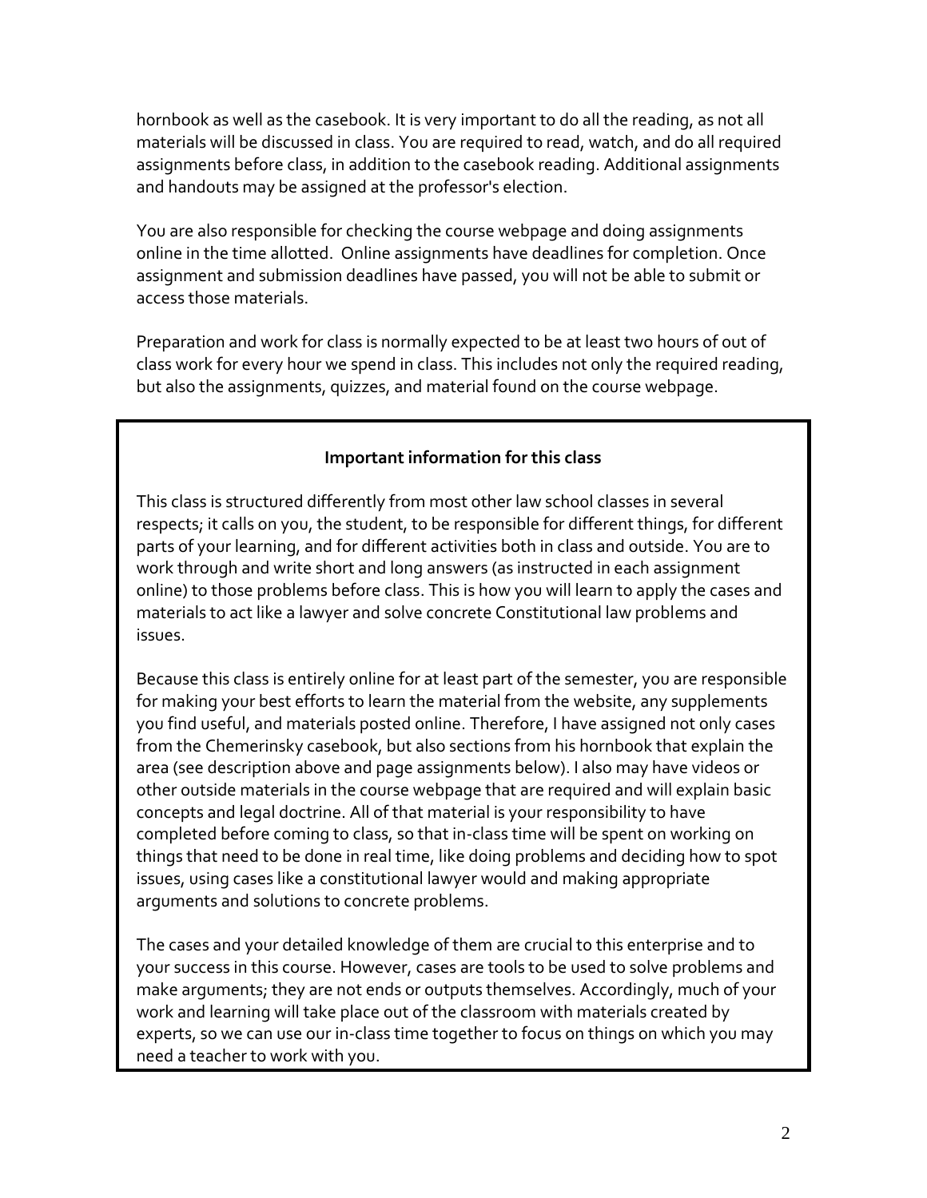hornbook as well as the casebook. It is very important to do all the reading, as not all materials will be discussed in class. You are required to read, watch, and do all required assignments before class, in addition to the casebook reading. Additional assignments and handouts may be assigned at the professor's election.

You are also responsible for checking the course webpage and doing assignments online in the time allotted. Online assignments have deadlines for completion. Once assignment and submission deadlines have passed, you will not be able to submit or access those materials.

Preparation and work for class is normally expected to be at least two hours of out of class work for every hour we spend in class. This includes not only the required reading, but also the assignments, quizzes, and material found on the course webpage.

**Important information for this class**

This class is structured differently from most other law school classes in several respects; it calls on you, the student, to be responsible for different things, for different parts of your learning, and for different activities both in class and outside. You are to work through and write short and long answers (as instructed in each assignment online) to those problems before class. This is how you will learn to apply the cases and materials to act like a lawyer and solve concrete Constitutional law problems and issues.

Because this class is entirely online for at least part of the semester, you are responsible for making your best efforts to learn the material from the website, any supplements you find useful, and materials posted online. Therefore, I have assigned not only cases from the Chemerinsky casebook, but also sections from his hornbook that explain the area (see description above and page assignments below). I also may have videos or other outside materials in the course webpage that are required and will explain basic concepts and legal doctrine. All of that material is your responsibility to have completed before coming to class, so that in-class time will be spent on working on things that need to be done in real time, like doing problems and deciding how to spot issues, using cases like a constitutional lawyer would and making appropriate arguments and solutions to concrete problems.

The cases and your detailed knowledge of them are crucial to this enterprise and to your success in this course. However, cases are tools to be used to solve problems and make arguments; they are not ends or outputs themselves. Accordingly, much of your work and learning will take place out of the classroom with materials created by experts, so we can use our in-class time together to focus on things on which you may need a teacher to work with you.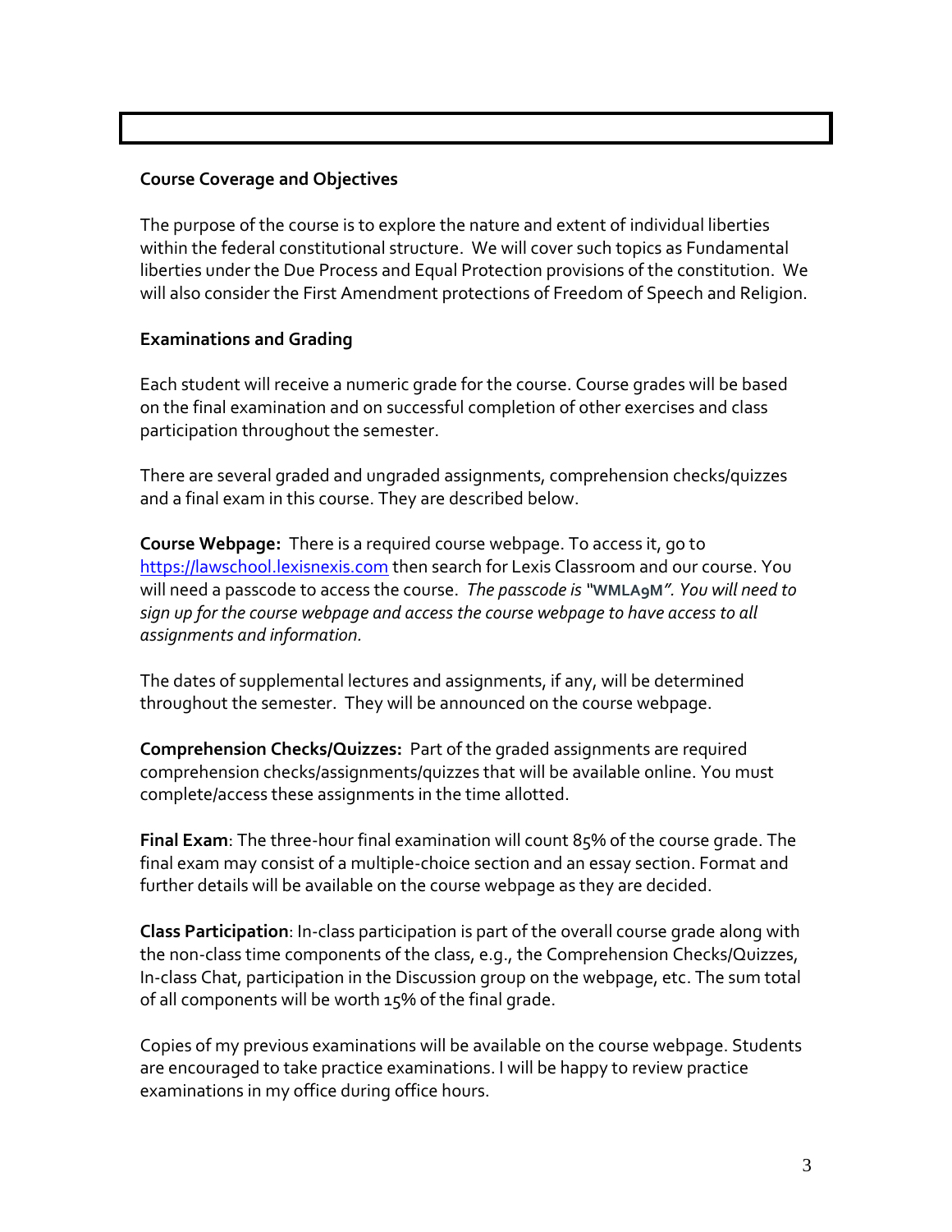**Course Coverage and Objectives**

The purpose of the course is to explore the nature and extent of individual liberties within the federal constitutional structure. We will cover such topics as Fundamental liberties under the Due Process and Equal Protection provisions of the constitution. We will also consider the First Amendment protections of Freedom of Speech and Religion.

**Examinations and Grading**

Each student will receive a numeric grade for the course. Course grades will be based on the final examination and on successful completion of other exercises and class participation throughout the semester.

There are several graded and ungraded assignments, comprehension checks/quizzes and a final exam in this course. They are described below.

**Course Webpage:** There is a required course webpage. To access it, go to https://lawschool.lexisnexis.com then search for Lexis Classroom and our course. You will need a passcode to access the course. *The passcode is "***WMLA9M***". You will need to sign up for the course webpage and access the course webpage to have access to all assignments and information.*

The dates of supplemental lectures and assignments, if any, will be determined throughout the semester. They will be announced on the course webpage.

**Comprehension Checks/Quizzes:** Part of the graded assignments are required comprehension checks/assignments/quizzes that will be available online. You must complete/access these assignments in the time allotted.

**Final Exam**: The three-hour final examination will count 85% of the course grade. The final exam may consist of a multiple-choice section and an essay section. Format and further details will be available on the course webpage as they are decided.

**Class Participation**: In-class participation is part of the overall course grade along with the non-class time components of the class, e.g., the Comprehension Checks/Quizzes, In-class Chat, participation in the Discussion group on the webpage, etc. The sum total of all components will be worth 15% of the final grade.

Copies of my previous examinations will be available on the course webpage. Students are encouraged to take practice examinations. I will be happy to review practice examinations in my office during office hours.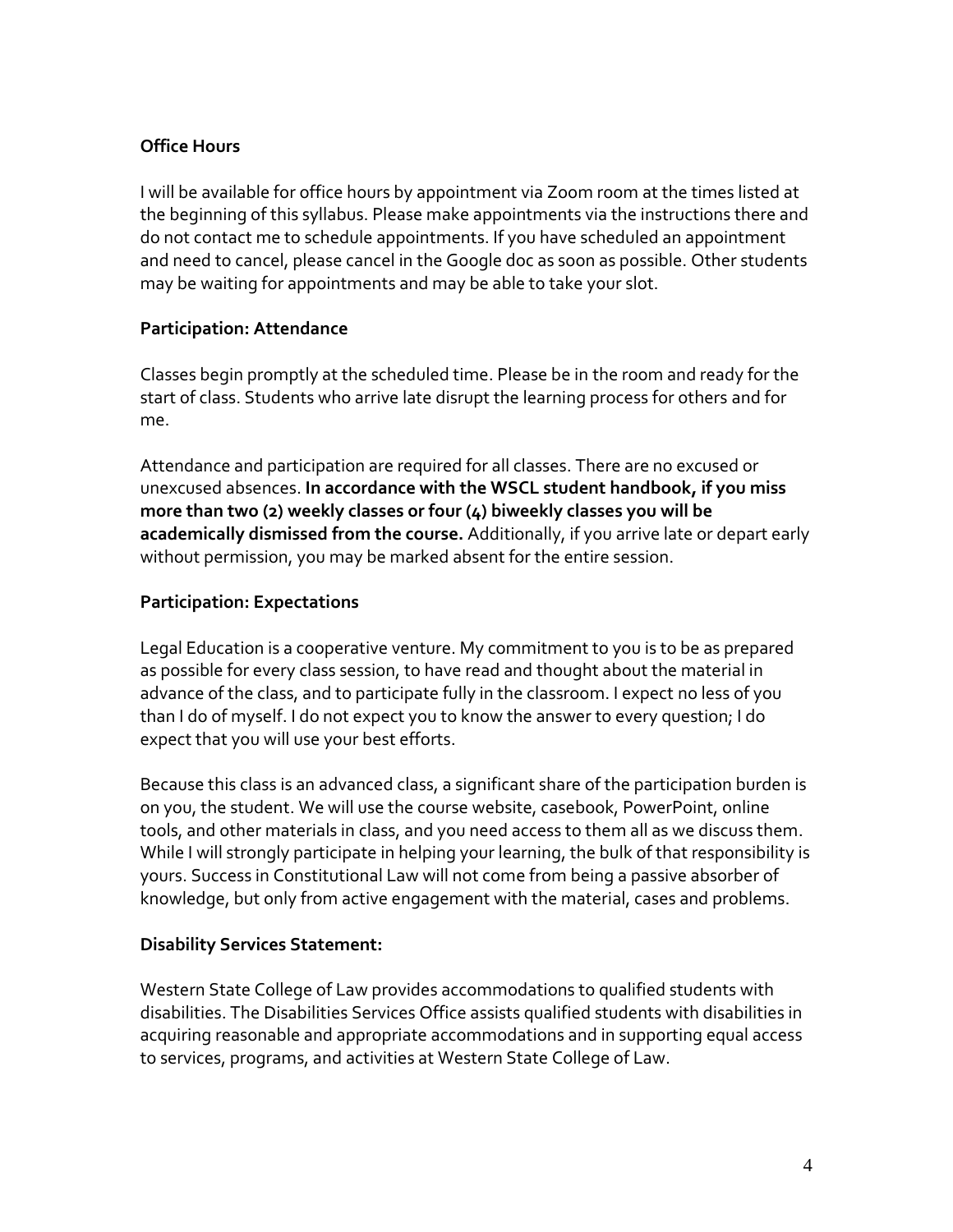**Office Hours**

I will be available for office hours by appointment via Zoom room at the times listed at the beginning of this syllabus. Please make appointments via the instructions there and do not contact me to schedule appointments. If you have scheduled an appointment and need to cancel, please cancel in the Google doc as soon as possible. Other students may be waiting for appointments and may be able to take your slot.

**Participation: Attendance**

Classes begin promptly at the scheduled time. Please be in the room and ready for the start of class. Students who arrive late disrupt the learning process for others and for me.

Attendance and participation are required for all classes. There are no excused or unexcused absences. **In accordance with the WSCL student handbook, if you miss more than two (2) weekly classes or four (4) biweekly classes you will be academically dismissed from the course.** Additionally, if you arrive late or depart early without permission, you may be marked absent for the entire session.

**Participation: Expectations**

Legal Education is a cooperative venture. My commitment to you is to be as prepared as possible for every class session, to have read and thought about the material in advance of the class, and to participate fully in the classroom. I expect no less of you than I do of myself. I do not expect you to know the answer to every question; I do expect that you will use your best efforts.

Because this class is an advanced class, a significant share of the participation burden is on you, the student. We will use the course website, casebook, PowerPoint, online tools, and other materials in class, and you need access to them all as we discuss them. While I will strongly participate in helping your learning, the bulk of that responsibility is yours. Success in Constitutional Law will not come from being a passive absorber of knowledge, but only from active engagement with the material, cases and problems.

**Disability Services Statement:**

Western State College of Law provides accommodations to qualified students with disabilities. The Disabilities Services Office assists qualified students with disabilities in acquiring reasonable and appropriate accommodations and in supporting equal access to services, programs, and activities at Western State College of Law.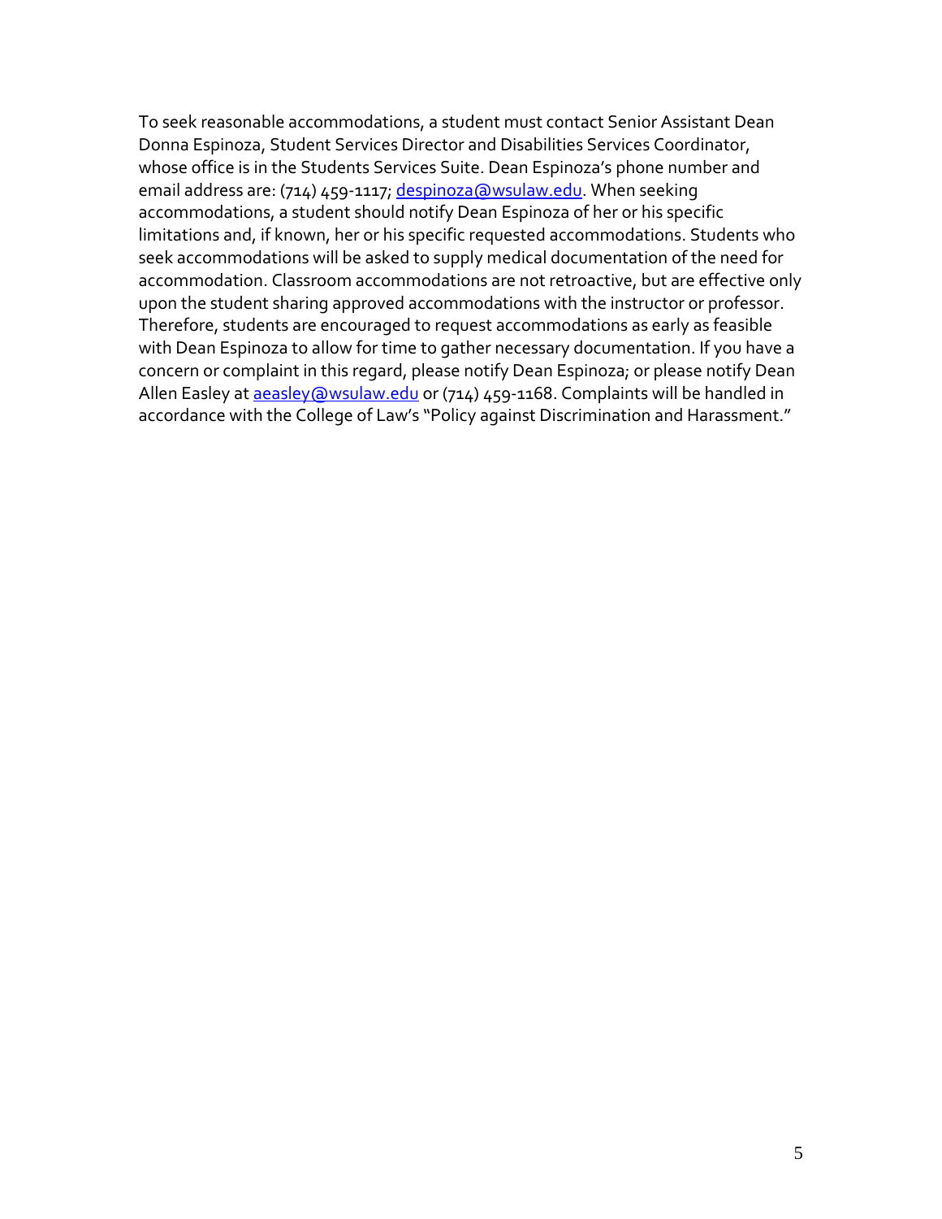To seek reasonable accommodations, a student must contact Senior Assistant Dean Donna Espinoza, Student Services Director and Disabilities Services Coordinator, whose office is in the Students Services Suite. Dean Espinoza's phone number and email address are: (714) 459-1117; [despinoza@wsulaw.edu](mailto:despinoza@wsulaw.edu). When seeking accommodations, a student should notify Dean Espinoza of her or his specific limitations and, if known, her or his specific requested accommodations. Students who seek accommodations will be asked to supply medical documentation of the need for accommodation. Classroom accommodations are not retroactive, but are effective only upon the student sharing approved accommodations with the instructor or professor. Therefore, students are encouraged to request accommodations as early as feasible with Dean Espinoza to allow for time to gather necessary documentation. If you have a concern or complaint in this regard, please notify Dean Espinoza; or please notify Dean Allen Easley at [aeasley@wsulaw.edu](mailto:aeasley@wsulaw.edu) or (714) 459-1168. Complaints will be handled in accordance with the College of Law's "Policy against Discrimination and Harassment."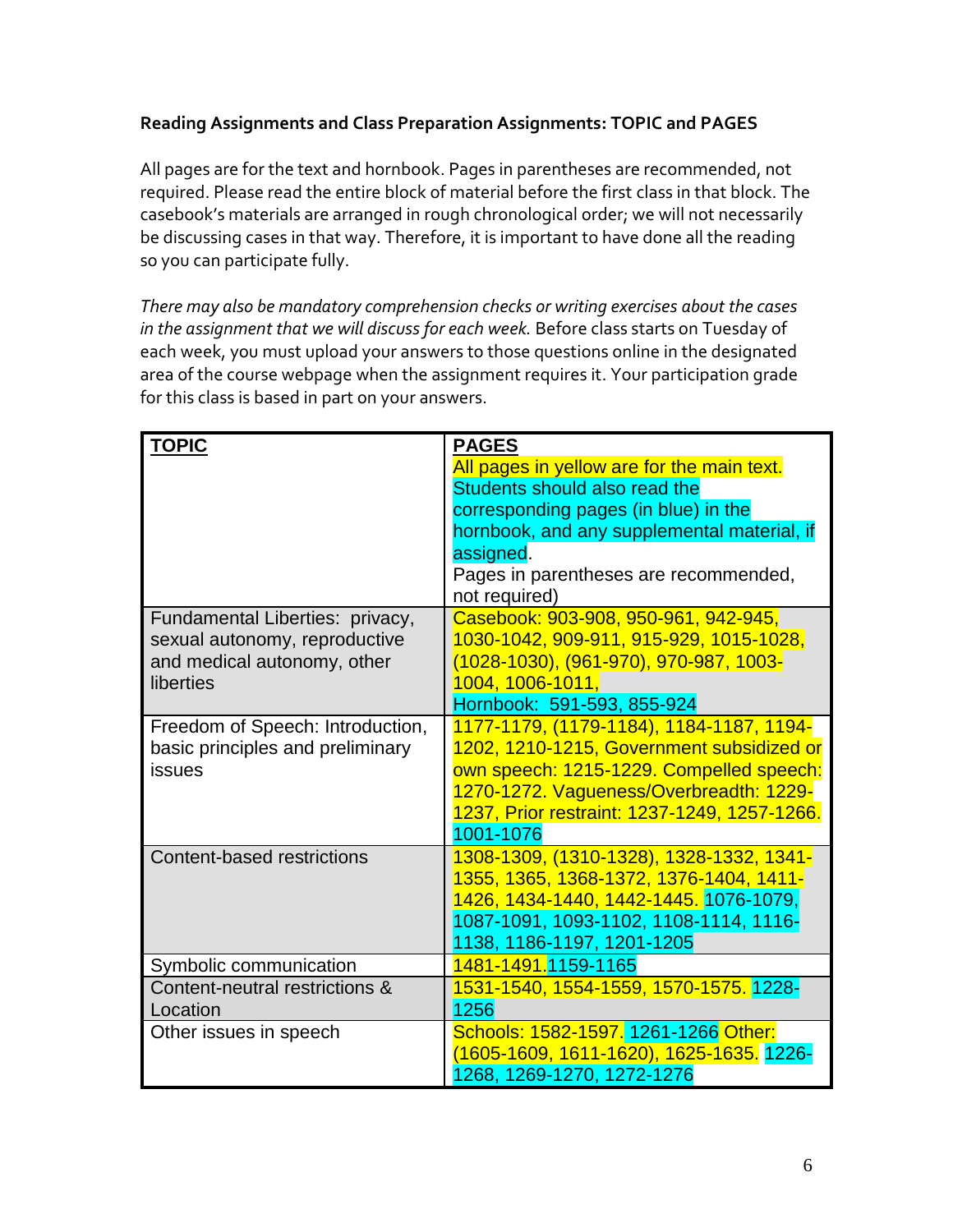**Reading Assignments and Class Preparation Assignments: TOPIC and PAGES**

All pages are for the text and hornbook. Pages in parentheses are recommended, not required. Please read the entire block of material before the first class in that block. The casebook's materials are arranged in rough chronological order; we will not necessarily be discussing cases in that way. Therefore, it is important to have done all the reading so you can participate fully.

*There may also be mandatory comprehension checks or writing exercises about the cases in the assignment that we will discuss for each week.* Before class starts on Tuesday of each week, you must upload your answers to those questions online in the designated area of the course webpage when the assignment requires it. Your participation grade for this class is based in part on your answers.

| **TOPIC** | **PAGES**<br>All pages in yellow are for the main text. Students should also read the corresponding pages (in blue) in the hornbook, and any supplemental material, if assigned.<br>Pages in parentheses are recommended, not required) |
|---|---|
| Fundamental Liberties: privacy, sexual autonomy, reproductive and medical autonomy, other liberties | Casebook: 903-908, 950-961, 942-945, 1030-1042, 909-911, 915-929, 1015-1028, (1028-1030), (961-970), 970-987, 1003-1004, 1006-1011,<br>Hornbook: 591-593, 855-924 |
| Freedom of Speech: Introduction, basic principles and preliminary issues | 1177-1179, (1179-1184), 1184-1187, 1194-1202, 1210-1215, Government subsidized or own speech: 1215-1229. Compelled speech: 1270-1272. Vagueness/Overbreadth: 1229-1237, Prior restraint: 1237-1249, 1257-1266. 1001-1076 |
| Content-based restrictions | 1308-1309, (1310-1328), 1328-1332, 1341-1355, 1365, 1368-1372, 1376-1404, 1411-1426, 1434-1440, 1442-1445. 1076-1079, 1087-1091, 1093-1102, 1108-1114, 1116-1138, 1186-1197, 1201-1205 |
| Symbolic communication | 1481-1491.1159-1165 |
| Content-neutral restrictions & Location | 1531-1540, 1554-1559, 1570-1575. 1228-1256 |
| Other issues in speech | Schools: 1582-1597. 1261-1266 Other: (1605-1609, 1611-1620), 1625-1635. 1226-1268, 1269-1270, 1272-1276 |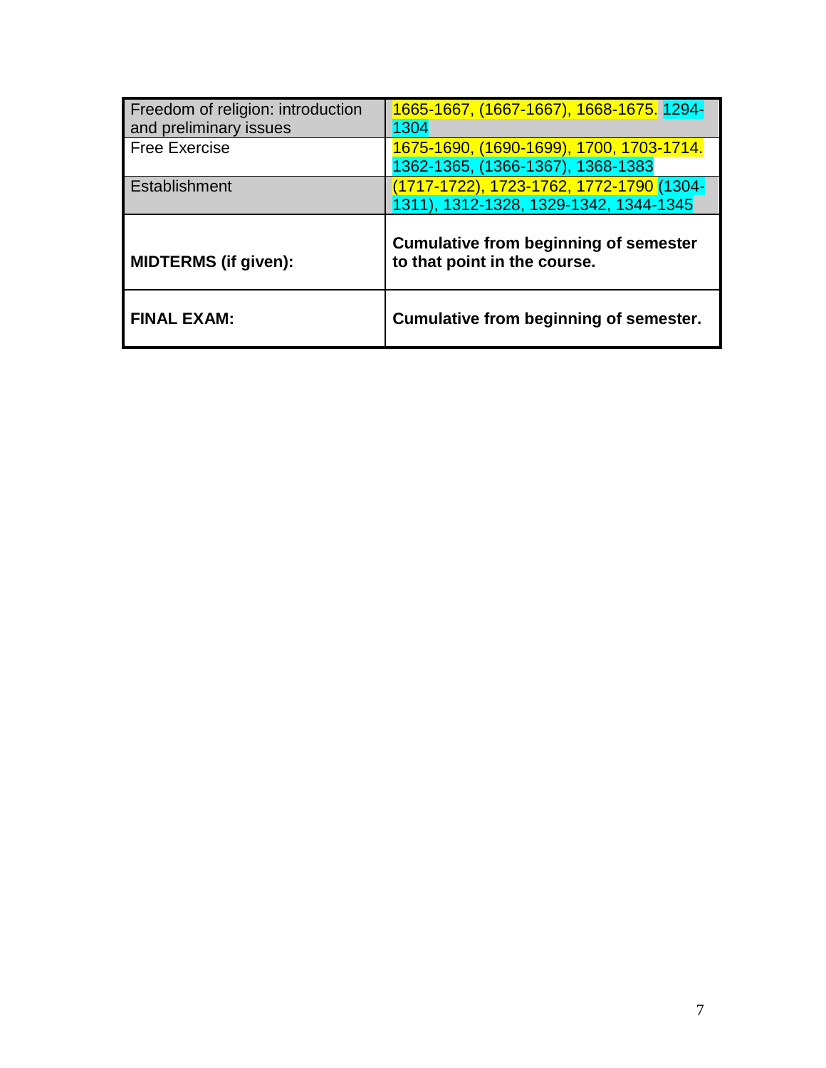| | |
|---|---|
| Freedom of religion: introduction and preliminary issues | 1665-1667, (1667-1667), 1668-1675. 1294-1304 |
| Free Exercise | 1675-1690, (1690-1699), 1700, 1703-1714. 1362-1365, (1366-1367), 1368-1383 |
| Establishment | (1717-1722), 1723-1762, 1772-1790 (1304-1311), 1312-1328, 1329-1342, 1344-1345 |
| **MIDTERMS (if given):** | **Cumulative from beginning of semester to that point in the course.** |
| **FINAL EXAM:** | **Cumulative from beginning of semester.** |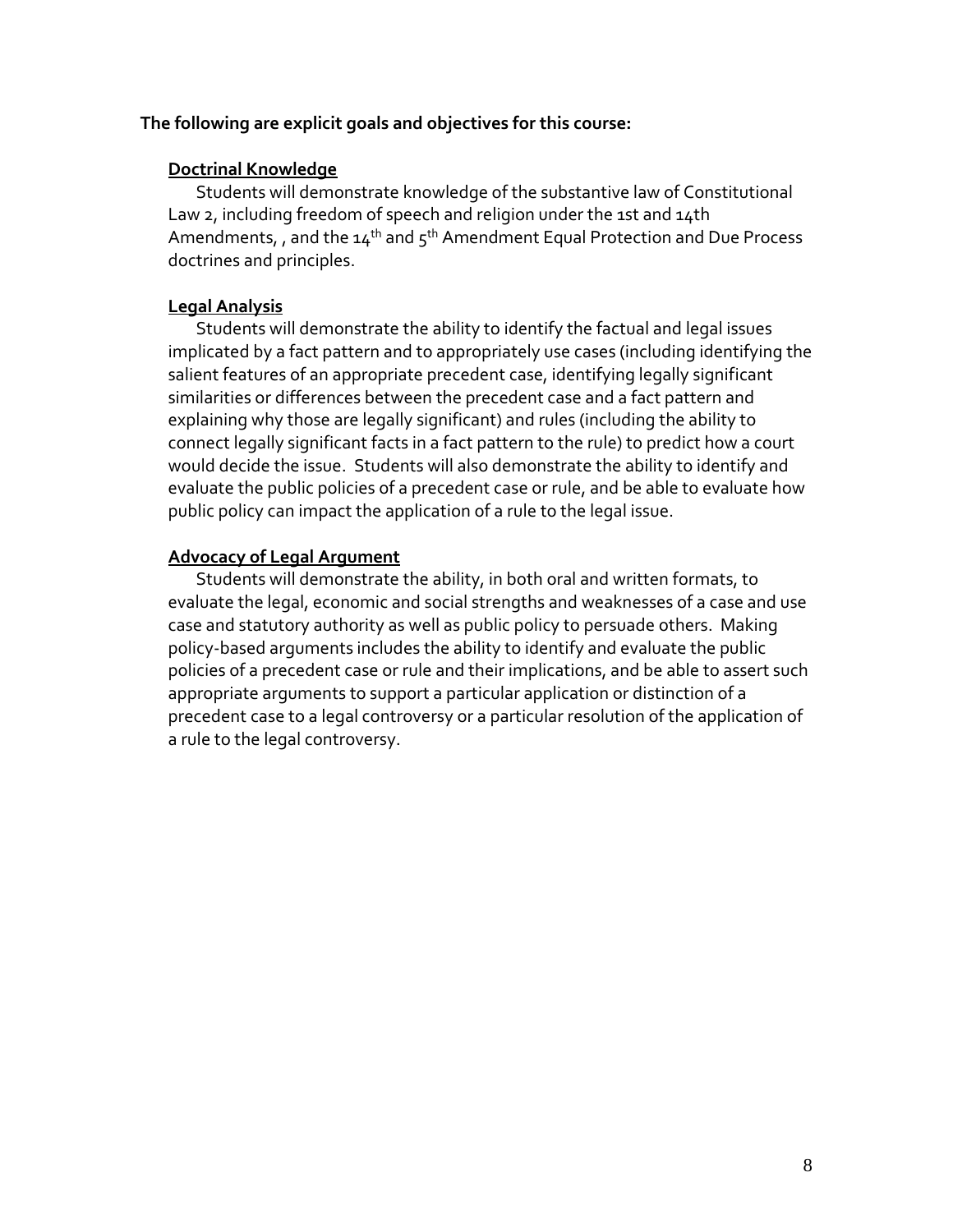**The following are explicit goals and objectives for this course:**

**Doctrinal Knowledge**

Students will demonstrate knowledge of the substantive law of Constitutional Law 2, including freedom of speech and religion under the 1st and 14th Amendments, , and the 14th and 5th Amendment Equal Protection and Due Process doctrines and principles.

**Legal Analysis**

Students will demonstrate the ability to identify the factual and legal issues implicated by a fact pattern and to appropriately use cases (including identifying the salient features of an appropriate precedent case, identifying legally significant similarities or differences between the precedent case and a fact pattern and explaining why those are legally significant) and rules (including the ability to connect legally significant facts in a fact pattern to the rule) to predict how a court would decide the issue. Students will also demonstrate the ability to identify and evaluate the public policies of a precedent case or rule, and be able to evaluate how public policy can impact the application of a rule to the legal issue.

**Advocacy of Legal Argument**

Students will demonstrate the ability, in both oral and written formats, to evaluate the legal, economic and social strengths and weaknesses of a case and use case and statutory authority as well as public policy to persuade others. Making policy-based arguments includes the ability to identify and evaluate the public policies of a precedent case or rule and their implications, and be able to assert such appropriate arguments to support a particular application or distinction of a precedent case to a legal controversy or a particular resolution of the application of a rule to the legal controversy.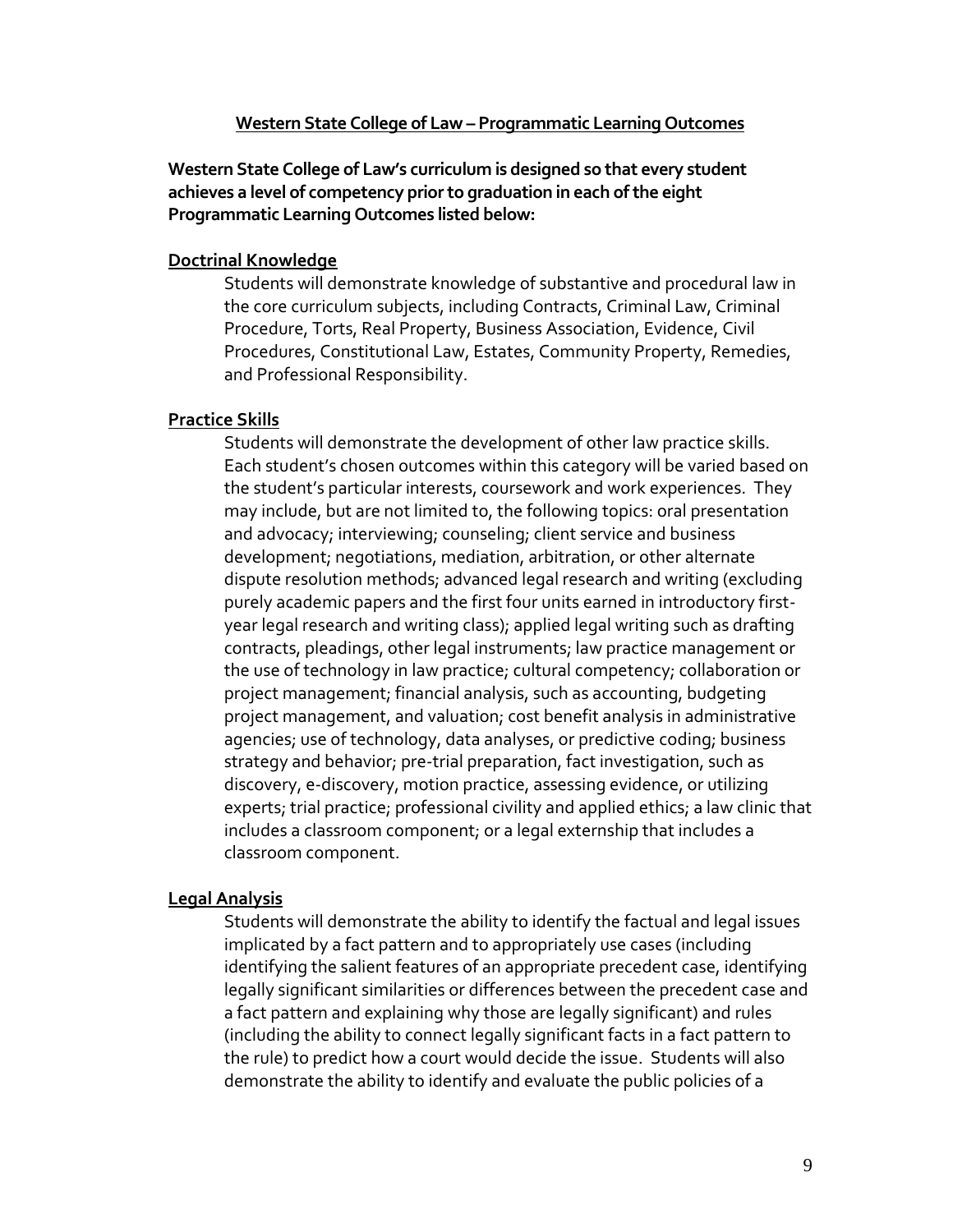## Western State College of Law – Programmatic Learning Outcomes

**Western State College of Law's curriculum is designed so that every student achieves a level of competency prior to graduation in each of the eight Programmatic Learning Outcomes listed below:**

### Doctrinal Knowledge

Students will demonstrate knowledge of substantive and procedural law in the core curriculum subjects, including Contracts, Criminal Law, Criminal Procedure, Torts, Real Property, Business Association, Evidence, Civil Procedures, Constitutional Law, Estates, Community Property, Remedies, and Professional Responsibility.

### Practice Skills

Students will demonstrate the development of other law practice skills. Each student's chosen outcomes within this category will be varied based on the student's particular interests, coursework and work experiences. They may include, but are not limited to, the following topics: oral presentation and advocacy; interviewing; counseling; client service and business development; negotiations, mediation, arbitration, or other alternate dispute resolution methods; advanced legal research and writing (excluding purely academic papers and the first four units earned in introductory first-year legal research and writing class); applied legal writing such as drafting contracts, pleadings, other legal instruments; law practice management or the use of technology in law practice; cultural competency; collaboration or project management; financial analysis, such as accounting, budgeting project management, and valuation; cost benefit analysis in administrative agencies; use of technology, data analyses, or predictive coding; business strategy and behavior; pre-trial preparation, fact investigation, such as discovery, e-discovery, motion practice, assessing evidence, or utilizing experts; trial practice; professional civility and applied ethics; a law clinic that includes a classroom component; or a legal externship that includes a classroom component.

### Legal Analysis

Students will demonstrate the ability to identify the factual and legal issues implicated by a fact pattern and to appropriately use cases (including identifying the salient features of an appropriate precedent case, identifying legally significant similarities or differences between the precedent case and a fact pattern and explaining why those are legally significant) and rules (including the ability to connect legally significant facts in a fact pattern to the rule) to predict how a court would decide the issue. Students will also demonstrate the ability to identify and evaluate the public policies of a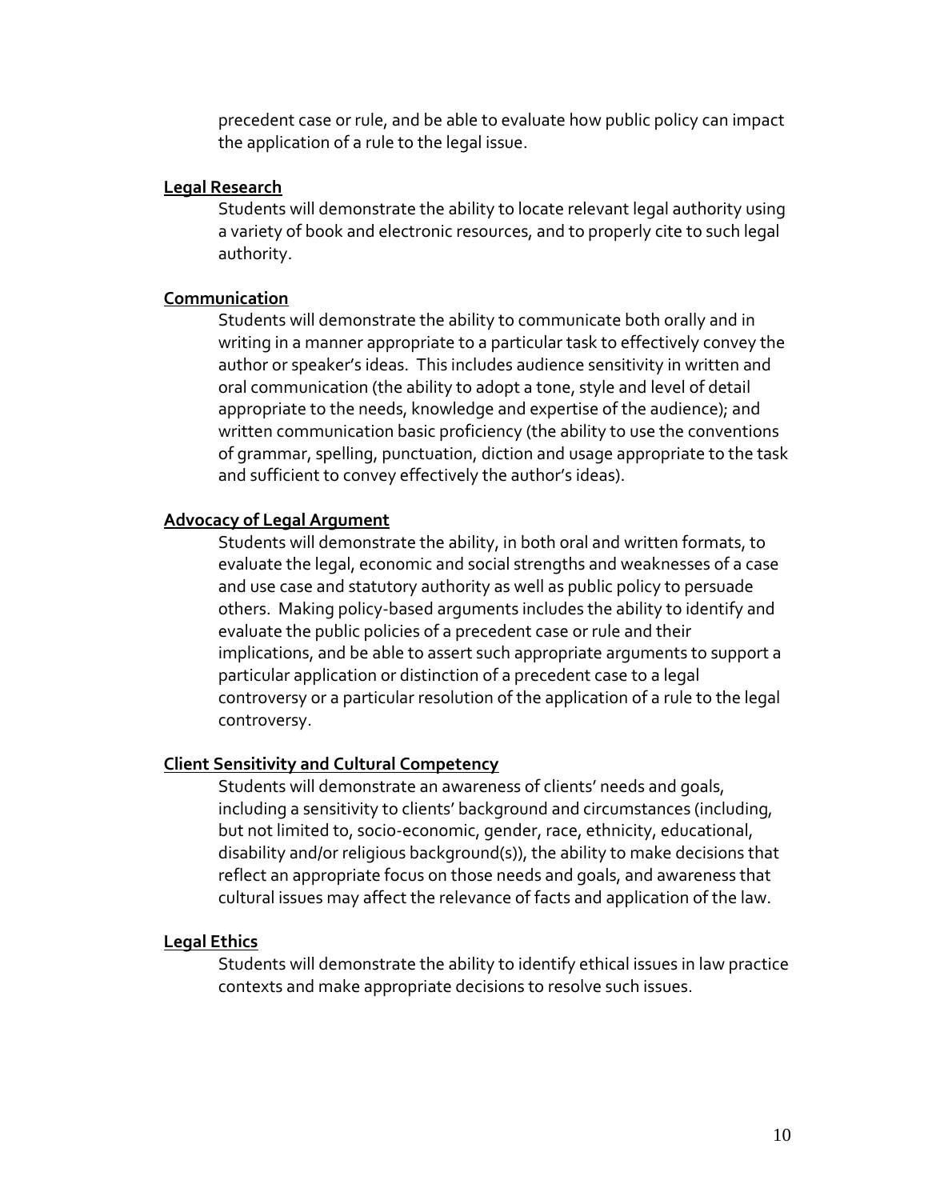precedent case or rule, and be able to evaluate how public policy can impact the application of a rule to the legal issue.

**Legal Research**

Students will demonstrate the ability to locate relevant legal authority using a variety of book and electronic resources, and to properly cite to such legal authority.

**Communication**

Students will demonstrate the ability to communicate both orally and in writing in a manner appropriate to a particular task to effectively convey the author or speaker's ideas. This includes audience sensitivity in written and oral communication (the ability to adopt a tone, style and level of detail appropriate to the needs, knowledge and expertise of the audience); and written communication basic proficiency (the ability to use the conventions of grammar, spelling, punctuation, diction and usage appropriate to the task and sufficient to convey effectively the author's ideas).

**Advocacy of Legal Argument**

Students will demonstrate the ability, in both oral and written formats, to evaluate the legal, economic and social strengths and weaknesses of a case and use case and statutory authority as well as public policy to persuade others. Making policy-based arguments includes the ability to identify and evaluate the public policies of a precedent case or rule and their implications, and be able to assert such appropriate arguments to support a particular application or distinction of a precedent case to a legal controversy or a particular resolution of the application of a rule to the legal controversy.

**Client Sensitivity and Cultural Competency**

Students will demonstrate an awareness of clients' needs and goals, including a sensitivity to clients' background and circumstances (including, but not limited to, socio-economic, gender, race, ethnicity, educational, disability and/or religious background(s)), the ability to make decisions that reflect an appropriate focus on those needs and goals, and awareness that cultural issues may affect the relevance of facts and application of the law.

**Legal Ethics**

Students will demonstrate the ability to identify ethical issues in law practice contexts and make appropriate decisions to resolve such issues.